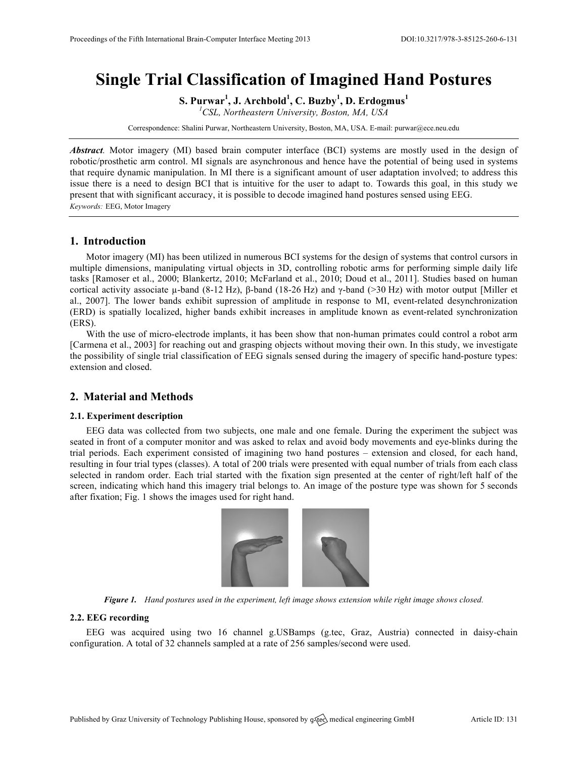# Single Trial Classification of Imagined Hand Postures

**S. Purwar[1], J. Archbold[1], C. Buzby[1], D. Erdogmus[1]**

[1]*CSL, Northeastern University, Boston, MA, USA*

Correspondence: Shalini Purwar, Northeastern University, Boston, MA, USA. E-mail: purwar@ece.neu.edu

***Abstract.*** Motor imagery (MI) based brain computer interface (BCI) systems are mostly used in the design of robotic/prosthetic arm control. MI signals are asynchronous and hence have the potential of being used in systems that require dynamic manipulation. In MI there is a significant amount of user adaptation involved; to address this issue there is a need to design BCI that is intuitive for the user to adapt to. Towards this goal, in this study we present that with significant accuracy, it is possible to decode imagined hand postures sensed using EEG.

*Keywords:* EEG, Motor Imagery

## 1. Introduction

Motor imagery (MI) has been utilized in numerous BCI systems for the design of systems that control cursors in multiple dimensions, manipulating virtual objects in 3D, controlling robotic arms for performing simple daily life tasks [Ramoser et al., 2000; Blankertz, 2010; McFarland et al., 2010; Doud et al., 2011]. Studies based on human cortical activity associate μ-band (8-12 Hz), β-band (18-26 Hz) and γ-band (>30 Hz) with motor output [Miller et al., 2007]. The lower bands exhibit supression of amplitude in response to MI, event-related desynchronization (ERD) is spatially localized, higher bands exhibit increases in amplitude known as event-related synchronization (ERS).

With the use of micro-electrode implants, it has been show that non-human primates could control a robot arm [Carmena et al., 2003] for reaching out and grasping objects without moving their own. In this study, we investigate the possibility of single trial classification of EEG signals sensed during the imagery of specific hand-posture types: extension and closed.

## 2. Material and Methods

### 2.1. Experiment description

EEG data was collected from two subjects, one male and one female. During the experiment the subject was seated in front of a computer monitor and was asked to relax and avoid body movements and eye-blinks during the trial periods. Each experiment consisted of imagining two hand postures – extension and closed, for each hand, resulting in four trial types (classes). A total of 200 trials were presented with equal number of trials from each class selected in random order. Each trial started with the fixation sign presented at the center of right/left half of the screen, indicating which hand this imagery trial belongs to. An image of the posture type was shown for 5 seconds after fixation; Fig. 1 shows the images used for right hand.

***Figure 1.*** *Hand postures used in the experiment, left image shows extension while right image shows closed.*

### 2.2. EEG recording

EEG was acquired using two 16 channel g.USBamps (g.tec, Graz, Austria) connected in daisy-chain configuration. A total of 32 channels sampled at a rate of 256 samples/second were used.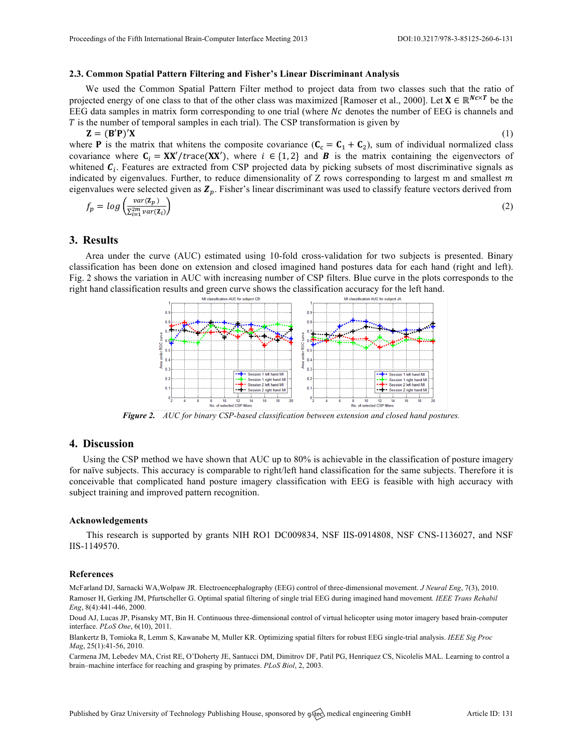### 2.3. Common Spatial Pattern Filtering and Fisher's Linear Discriminant Analysis

We used the Common Spatial Pattern Filter method to project data from two classes such that the ratio of projected energy of one class to that of the other class was maximized [Ramoser et al., 2000]. Let $\mathbf{X} \in \mathbb{R}^{\boldsymbol{Nc} \times \boldsymbol{T}}$ be the EEG data samples in matrix form corresponding to one trial (where $Nc$ denotes the number of EEG is channels and $T$ is the number of temporal samples in each trial). The CSP transformation is given by

$$\mathbf{Z} = (\mathbf{B}'\mathbf{P})'\mathbf{X} \tag{1}$$

where $\mathbf{P}$ is the matrix that whitens the composite covariance ($\mathbf{C}_c = \mathbf{C}_1 + \mathbf{C}_2$), sum of individual normalized class covariance where $\mathbf{C}_i = \mathbf{X}\mathbf{X}'/trace(\mathbf{X}\mathbf{X}')$, where $i \in \{1, 2\}$ and $\boldsymbol{B}$ is the matrix containing the eigenvectors of whitened $\boldsymbol{C}_i$. Features are extracted from CSP projected data by picking subsets of most discriminative signals as indicated by eigenvalues. Further, to reduce dimensionality of Z rows corresponding to largest m and smallest $m$ eigenvalues were selected given as $\boldsymbol{Z}_p$. Fisher's linear discriminant was used to classify feature vectors derived from

$$f_p = log\left(\frac{var(\mathbf{Z}_p)}{\sum_{i=1}^{2m} var(\mathbf{Z}_i)}\right) \tag{2}$$

## 3. Results

Area under the curve (AUC) estimated using 10-fold cross-validation for two subjects is presented. Binary classification has been done on extension and closed imagined hand postures data for each hand (right and left). Fig. 2 shows the variation in AUC with increasing number of CSP filters. Blue curve in the plots corresponds to the right hand classification results and green curve shows the classification accuracy for the left hand.

MI classification AUC for subject CB
MI classification AUC for subject JA
Area under ROC curve
No. of selected CSP filters
Session 1 left hand MI
Session 1 right hand MI
Session 2 left hand MI
Session 2 right hand MI

*Figure 2.* *AUC for binary CSP-based classification between extension and closed hand postures.*

## 4. Discussion

Using the CSP method we have shown that AUC up to 80% is achievable in the classification of posture imagery for naïve subjects. This accuracy is comparable to right/left hand classification for the same subjects. Therefore it is conceivable that complicated hand posture imagery classification with EEG is feasible with high accuracy with subject training and improved pattern recognition.

### Acknowledgements

This research is supported by grants NIH RO1 DC009834, NSF IIS-0914808, NSF CNS-1136027, and NSF IIS-1149570.

### References

McFarland DJ, Sarnacki WA,Wolpaw JR. Electroencephalography (EEG) control of three-dimensional movement. *J Neural Eng*, 7(3), 2010.

Ramoser H, Gerking JM, Pfurtscheller G. Optimal spatial filtering of single trial EEG during imagined hand movement. *IEEE Trans Rehabil Eng*, 8(4):441-446, 2000.

Doud AJ, Lucas JP, Pisansky MT, Bin H. Continuous three-dimensional control of virtual helicopter using motor imagery based brain-computer interface. *PLoS One*, 6(10), 2011.

Blankertz B, Tomioka R, Lemm S, Kawanabe M, Muller KR. Optimizing spatial filters for robust EEG single-trial analysis. *IEEE Sig Proc Mag*, 25(1):41-56, 2010.

Carmena JM, Lebedev MA, Crist RE, O'Doherty JE, Santucci DM, Dimitrov DF, Patil PG, Henriquez CS, Nicolelis MAL. Learning to control a brain–machine interface for reaching and grasping by primates. *PLoS Biol*, 2, 2003.